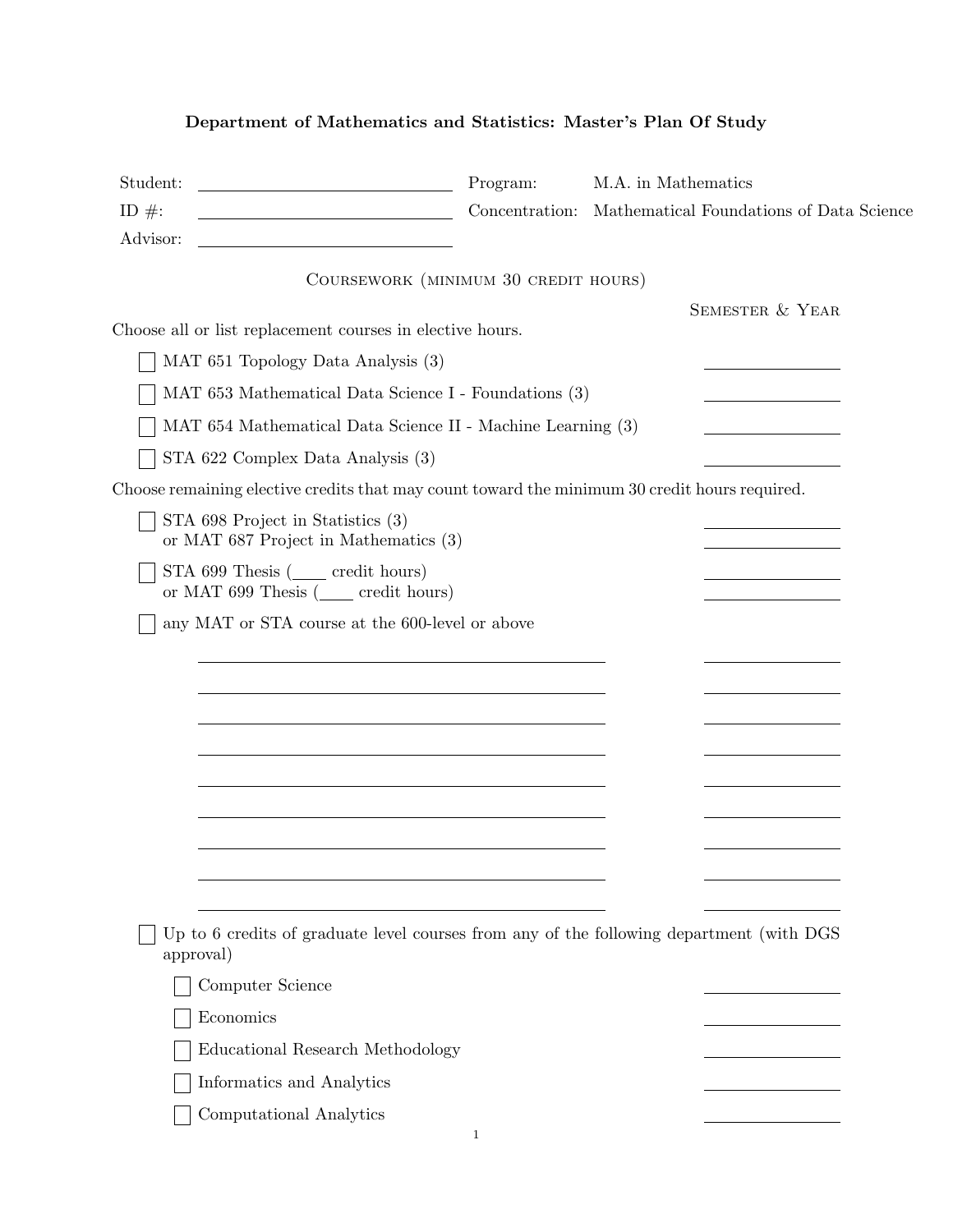# Department of Mathematics and Statistics: Master's Plan Of Study

| | | | |
|---|---|---|---|
| Student: | ______________________ | Program: | M.A. in Mathematics |
| ID #: | ______________________ | Concentration: | Mathematical Foundations of Data Science |
| Advisor: | ______________________ | | |

## Coursework (minimum 30 credit hours)

**Semester & Year**

Choose all or list replacement courses in elective hours.

- [ ] MAT 651 Topology Data Analysis (3) ______________
- [ ] MAT 653 Mathematical Data Science I - Foundations (3) ______________
- [ ] MAT 654 Mathematical Data Science II - Machine Learning (3) ______________
- [ ] STA 622 Complex Data Analysis (3) ______________

Choose remaining elective credits that may count toward the minimum 30 credit hours required.

- [ ] STA 698 Project in Statistics (3) ______________
  or MAT 687 Project in Mathematics (3) ______________
- [ ] STA 699 Thesis (____ credit hours) ______________
  or MAT 699 Thesis (____ credit hours) ______________
- [ ] any MAT or STA course at the 600-level or above

  ______________________________________ ______________
  ______________________________________ ______________
  ______________________________________ ______________
  ______________________________________ ______________
  ______________________________________ ______________
  ______________________________________ ______________
  ______________________________________ ______________
  ______________________________________ ______________
  ______________________________________ ______________

- [ ] Up to 6 credits of graduate level courses from any of the following department (with DGS approval)
  - [ ] Computer Science ______________
  - [ ] Economics ______________
  - [ ] Educational Research Methodology ______________
  - [ ] Informatics and Analytics ______________
  - [ ] Computational Analytics ______________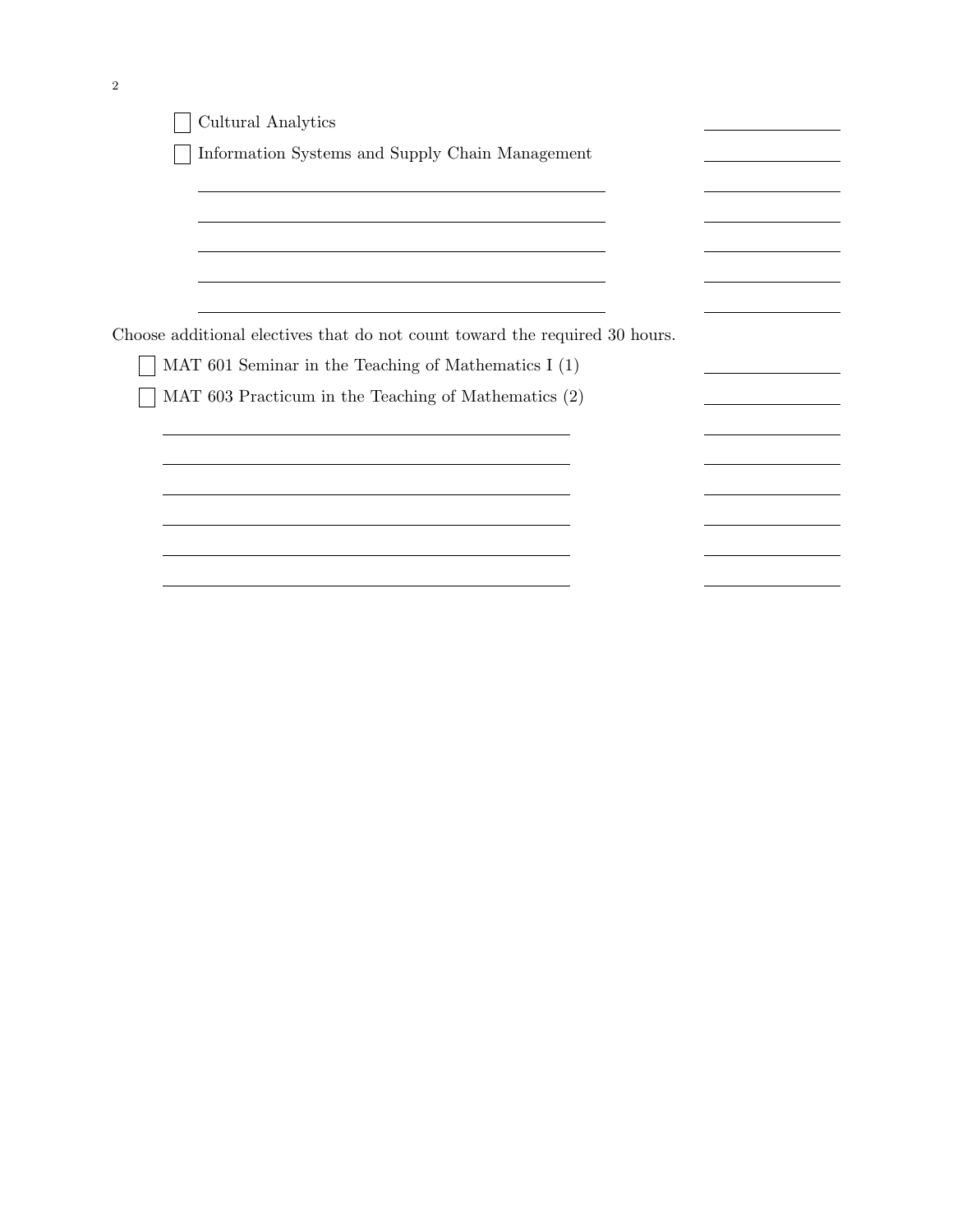- [ ] Cultural Analytics ____________
- [ ] Information Systems and Supply Chain Management ____________

____________________________________________ ____________

____________________________________________ ____________

____________________________________________ ____________

____________________________________________ ____________

____________________________________________ ____________

Choose additional electives that do not count toward the required 30 hours.

- [ ] MAT 601 Seminar in the Teaching of Mathematics I (1) ____________
- [ ] MAT 603 Practicum in the Teaching of Mathematics (2) ____________

____________________________________________ ____________

____________________________________________ ____________

____________________________________________ ____________

____________________________________________ ____________

____________________________________________ ____________

____________________________________________ ____________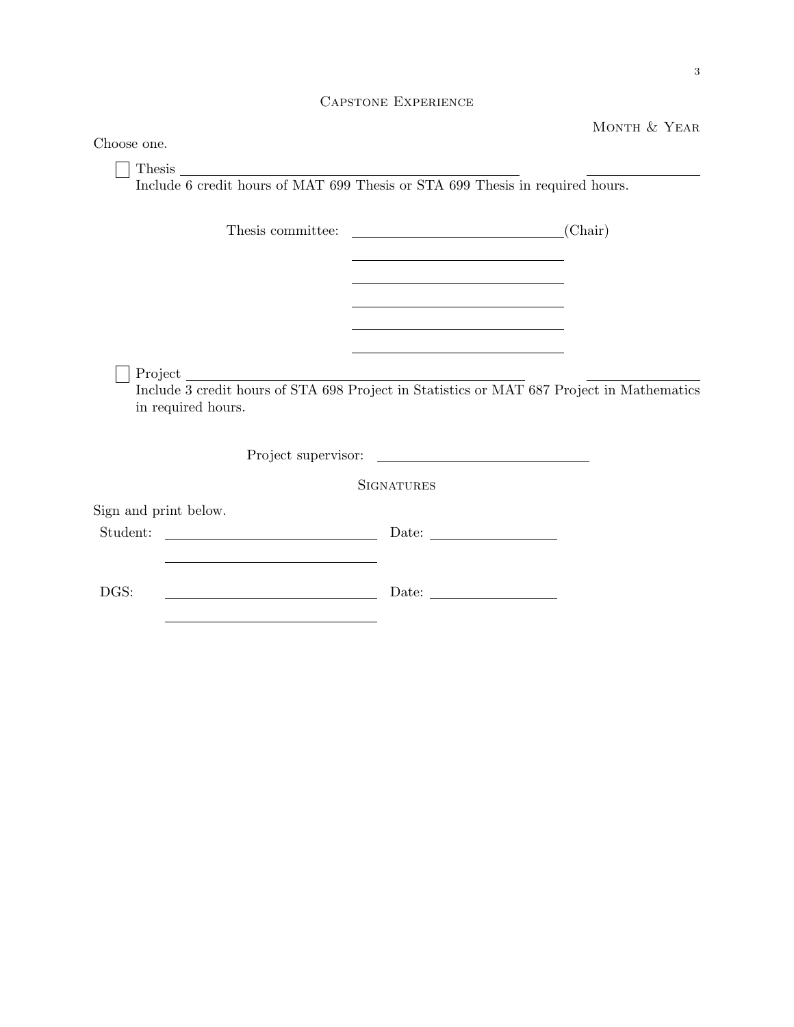## Capstone Experience

Month & Year

Choose one.

☐ Thesis \_\_\_\_\_\_\_\_\_\_\_\_\_\_\_\_\_\_\_\_\_\_\_\_\_\_\_\_\_\_\_\_\_\_\_\_\_\_\_\_ \_\_\_\_\_\_\_\_\_\_\_\_\_\_
Include 6 credit hours of MAT 699 Thesis or STA 699 Thesis in required hours.

Thesis committee: \_\_\_\_\_\_\_\_\_\_\_\_\_\_\_\_\_\_\_\_\_\_\_\_\_\_(Chair)

\_\_\_\_\_\_\_\_\_\_\_\_\_\_\_\_\_\_\_\_\_\_\_\_\_\_

\_\_\_\_\_\_\_\_\_\_\_\_\_\_\_\_\_\_\_\_\_\_\_\_\_\_

\_\_\_\_\_\_\_\_\_\_\_\_\_\_\_\_\_\_\_\_\_\_\_\_\_\_

\_\_\_\_\_\_\_\_\_\_\_\_\_\_\_\_\_\_\_\_\_\_\_\_\_\_

\_\_\_\_\_\_\_\_\_\_\_\_\_\_\_\_\_\_\_\_\_\_\_\_\_\_

☐ Project \_\_\_\_\_\_\_\_\_\_\_\_\_\_\_\_\_\_\_\_\_\_\_\_\_\_\_\_\_\_\_\_\_\_\_\_\_\_\_\_ \_\_\_\_\_\_\_\_\_\_\_\_\_\_
Include 3 credit hours of STA 698 Project in Statistics or MAT 687 Project in Mathematics in required hours.

Project supervisor: \_\_\_\_\_\_\_\_\_\_\_\_\_\_\_\_\_\_\_\_\_\_\_\_\_\_

## Signatures

Sign and print below.

Student: \_\_\_\_\_\_\_\_\_\_\_\_\_\_\_\_\_\_\_\_\_\_\_\_\_\_ Date: \_\_\_\_\_\_\_\_\_\_\_\_\_\_\_\_

\_\_\_\_\_\_\_\_\_\_\_\_\_\_\_\_\_\_\_\_\_\_\_\_\_\_

DGS: \_\_\_\_\_\_\_\_\_\_\_\_\_\_\_\_\_\_\_\_\_\_\_\_\_\_ Date: \_\_\_\_\_\_\_\_\_\_\_\_\_\_\_\_

\_\_\_\_\_\_\_\_\_\_\_\_\_\_\_\_\_\_\_\_\_\_\_\_\_\_